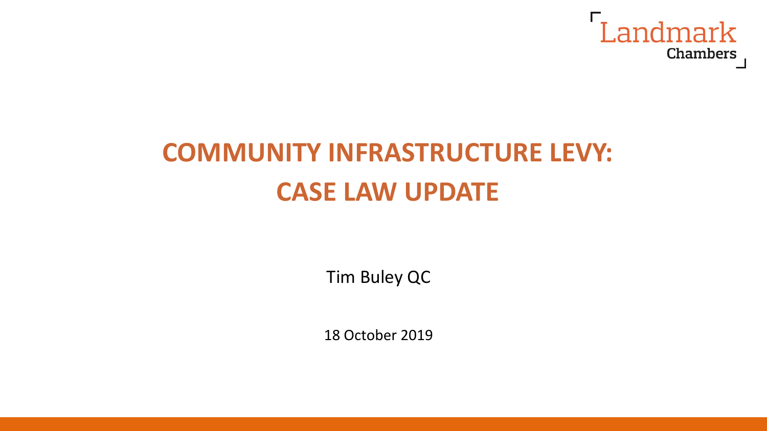Landmark Chambers

# COMMUNITY INFRASTRUCTURE LEVY: CASE LAW UPDATE

Tim Buley QC

18 October 2019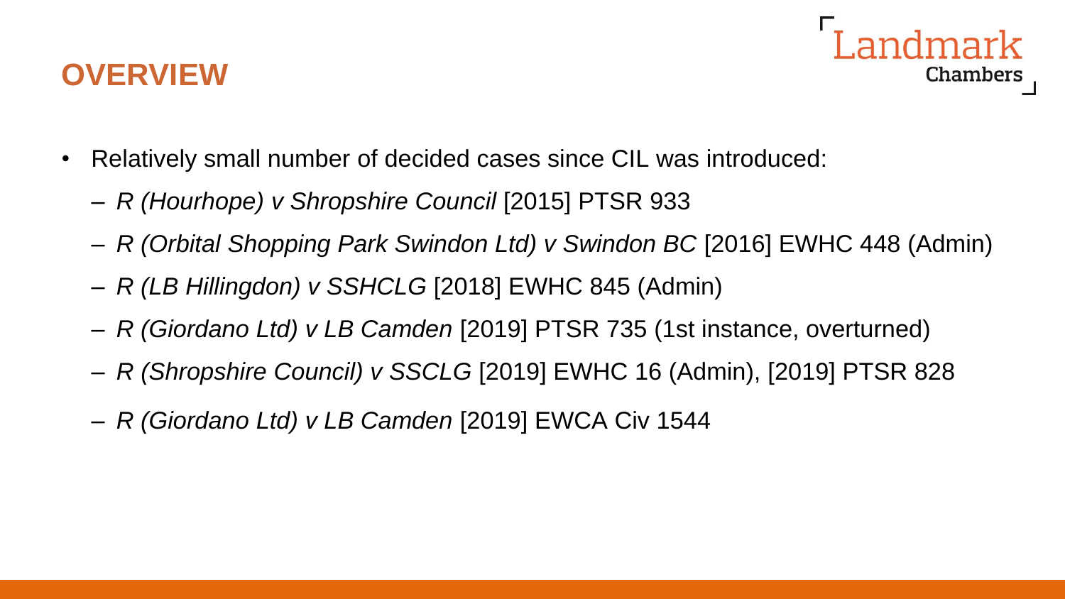# OVERVIEW

- Relatively small number of decided cases since CIL was introduced:
  - *R (Hourhope) v Shropshire Council* [2015] PTSR 933
  - *R (Orbital Shopping Park Swindon Ltd) v Swindon BC* [2016] EWHC 448 (Admin)
  - *R (LB Hillingdon) v SSHCLG* [2018] EWHC 845 (Admin)
  - *R (Giordano Ltd) v LB Camden* [2019] PTSR 735 (1st instance, overturned)
  - *R (Shropshire Council) v SSCLG* [2019] EWHC 16 (Admin), [2019] PTSR 828
  - *R (Giordano Ltd) v LB Camden* [2019] EWCA Civ 1544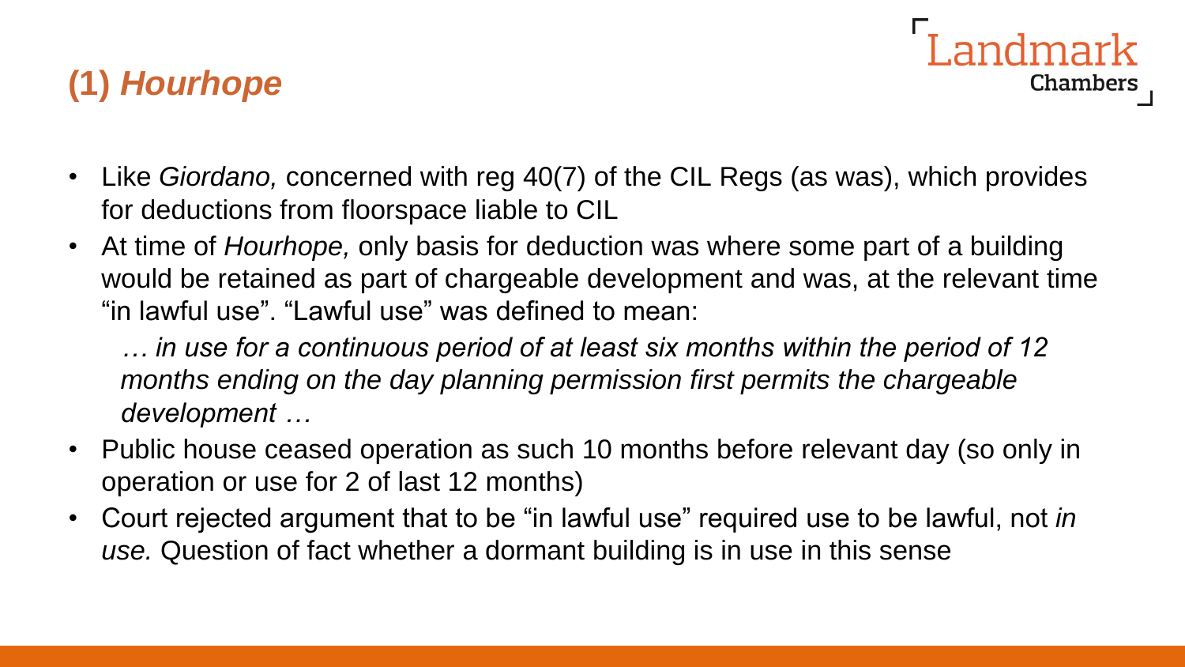## (1) *Hourhope*

- Like *Giordano,* concerned with reg 40(7) of the CIL Regs (as was), which provides for deductions from floorspace liable to CIL
- At time of *Hourhope,* only basis for deduction was where some part of a building would be retained as part of chargeable development and was, at the relevant time "in lawful use". "Lawful use" was defined to mean:

  *… in use for a continuous period of at least six months within the period of 12 months ending on the day planning permission first permits the chargeable development …*

- Public house ceased operation as such 10 months before relevant day (so only in operation or use for 2 of last 12 months)
- Court rejected argument that to be "in lawful use" required use to be lawful, not *in use.* Question of fact whether a dormant building is in use in this sense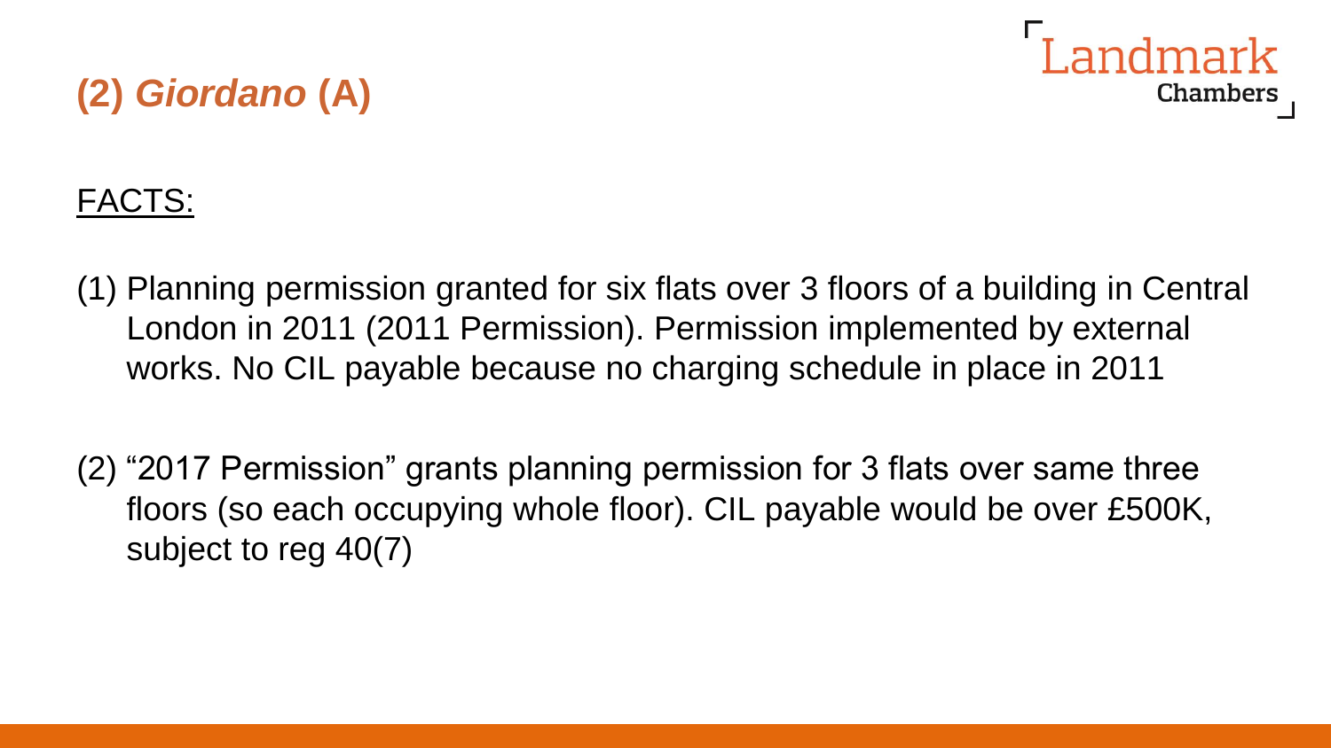## (2) *Giordano* (A)

FACTS:

(1) Planning permission granted for six flats over 3 floors of a building in Central London in 2011 (2011 Permission). Permission implemented by external works. No CIL payable because no charging schedule in place in 2011

(2) "2017 Permission" grants planning permission for 3 flats over same three floors (so each occupying whole floor). CIL payable would be over £500K, subject to reg 40(7)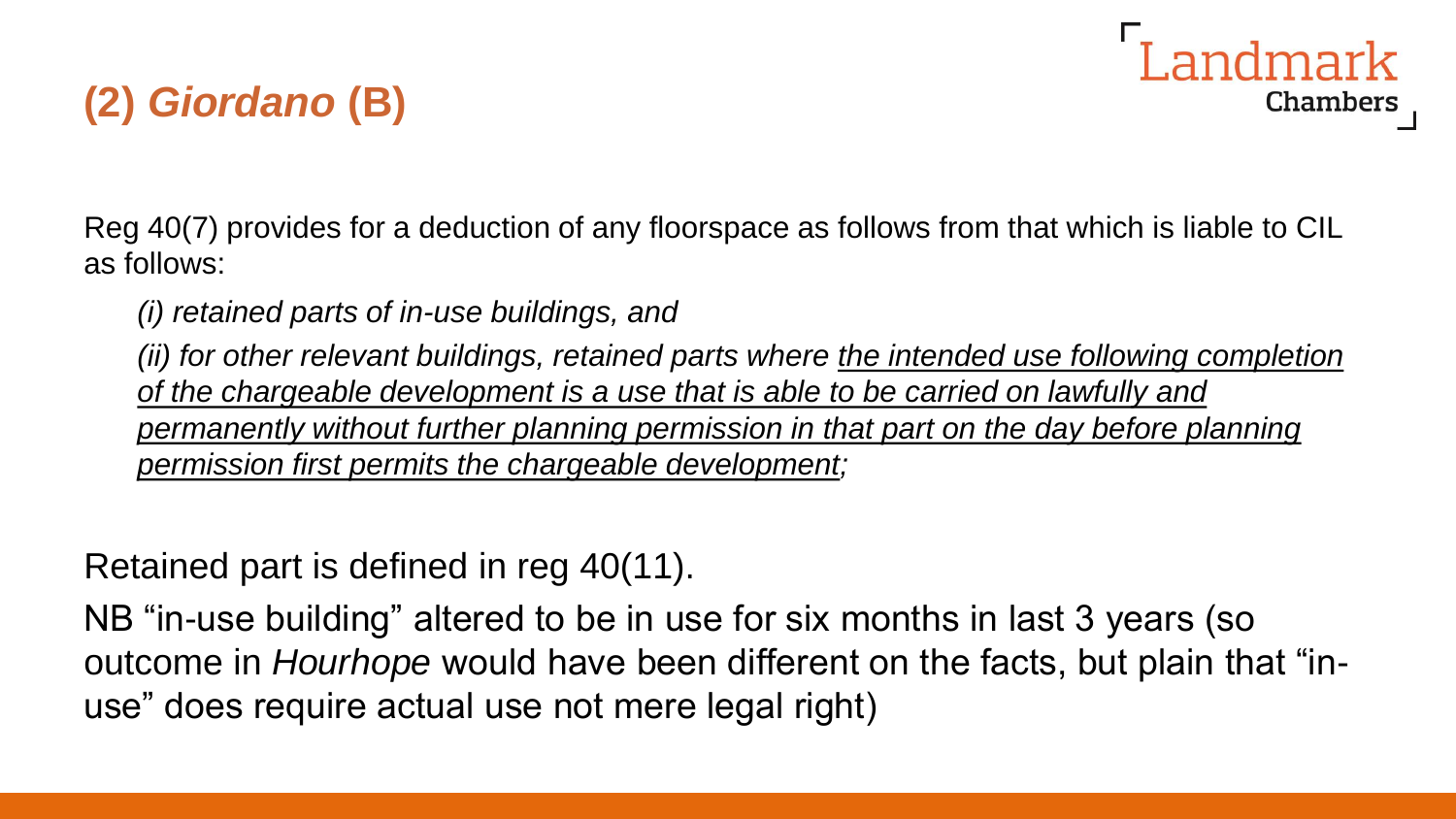## (2) *Giordano* (B)

Reg 40(7) provides for a deduction of any floorspace as follows from that which is liable to CIL as follows:

*(i) retained parts of in-use buildings, and*

*(ii) for other relevant buildings, retained parts where <u>the intended use following completion of the chargeable development is a use that is able to be carried on lawfully and permanently without further planning permission in that part on the day before planning permission first permits the chargeable development</u>;*

Retained part is defined in reg 40(11).

NB “in-use building” altered to be in use for six months in last 3 years (so outcome in *Hourhope* would have been different on the facts, but plain that “in-use” does require actual use not mere legal right)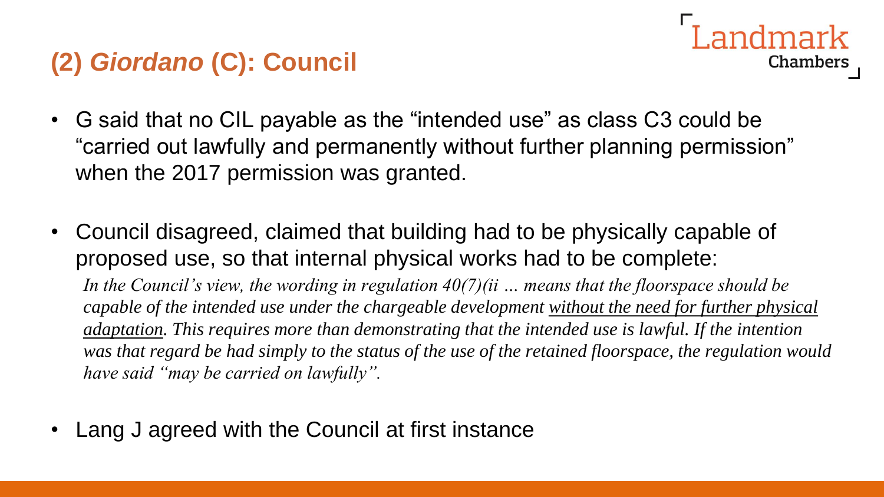## (2) *Giordano* (C): Council

- G said that no CIL payable as the "intended use" as class C3 could be "carried out lawfully and permanently without further planning permission" when the 2017 permission was granted.

- Council disagreed, claimed that building had to be physically capable of proposed use, so that internal physical works had to be complete:

  *In the Council's view, the wording in regulation 40(7)(ii … means that the floorspace should be capable of the intended use under the chargeable development without the need for further physical adaptation. This requires more than demonstrating that the intended use is lawful. If the intention was that regard be had simply to the status of the use of the retained floorspace, the regulation would have said "may be carried on lawfully".*

- Lang J agreed with the Council at first instance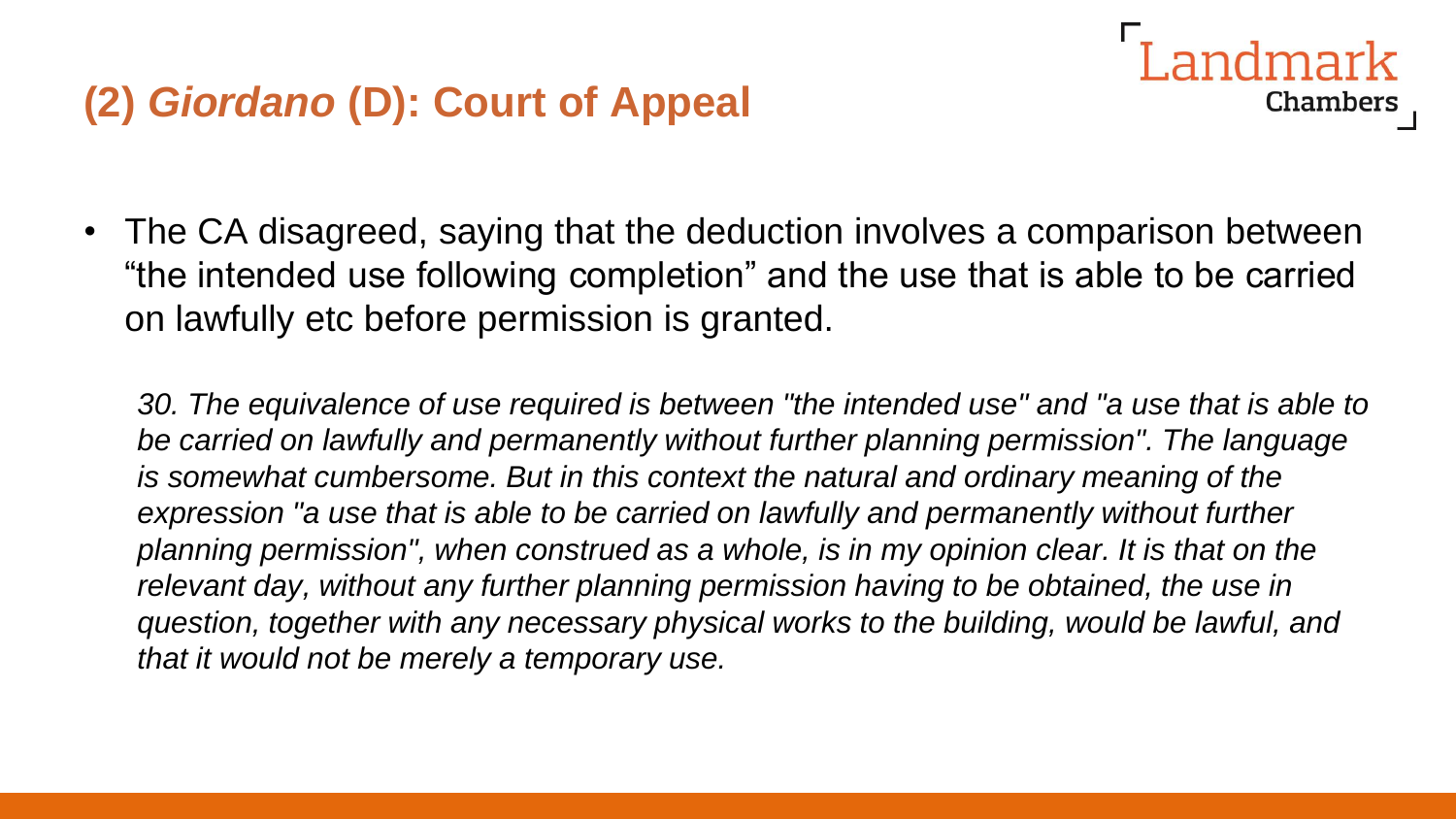## (2) *Giordano* (D): Court of Appeal

- The CA disagreed, saying that the deduction involves a comparison between "the intended use following completion" and the use that is able to be carried on lawfully etc before permission is granted.

> *30. The equivalence of use required is between "the intended use" and "a use that is able to be carried on lawfully and permanently without further planning permission". The language is somewhat cumbersome. But in this context the natural and ordinary meaning of the expression "a use that is able to be carried on lawfully and permanently without further planning permission", when construed as a whole, is in my opinion clear. It is that on the relevant day, without any further planning permission having to be obtained, the use in question, together with any necessary physical works to the building, would be lawful, and that it would not be merely a temporary use.*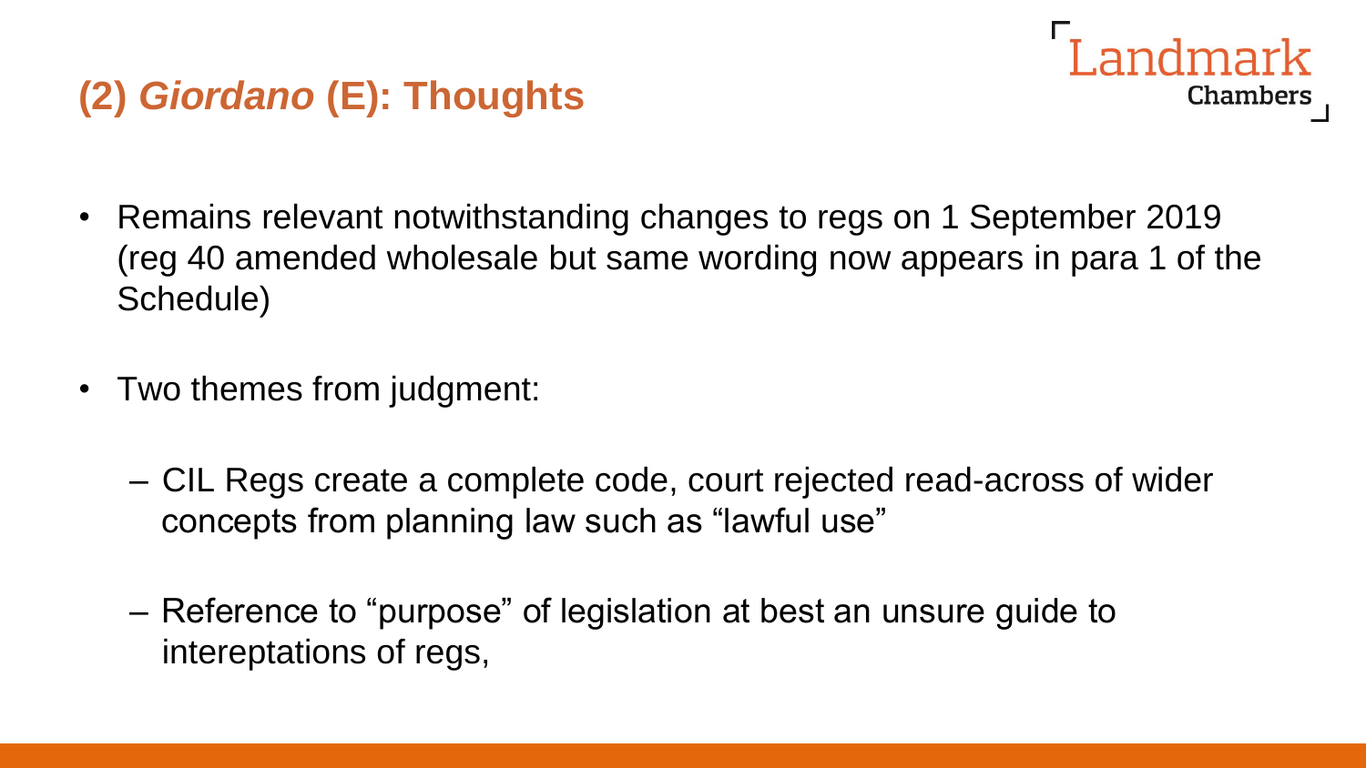## (2) *Giordano* (E): Thoughts

- Remains relevant notwithstanding changes to regs on 1 September 2019 (reg 40 amended wholesale but same wording now appears in para 1 of the Schedule)
- Two themes from judgment:
  - CIL Regs create a complete code, court rejected read-across of wider concepts from planning law such as "lawful use"
  - Reference to "purpose" of legislation at best an unsure guide to intereptations of regs,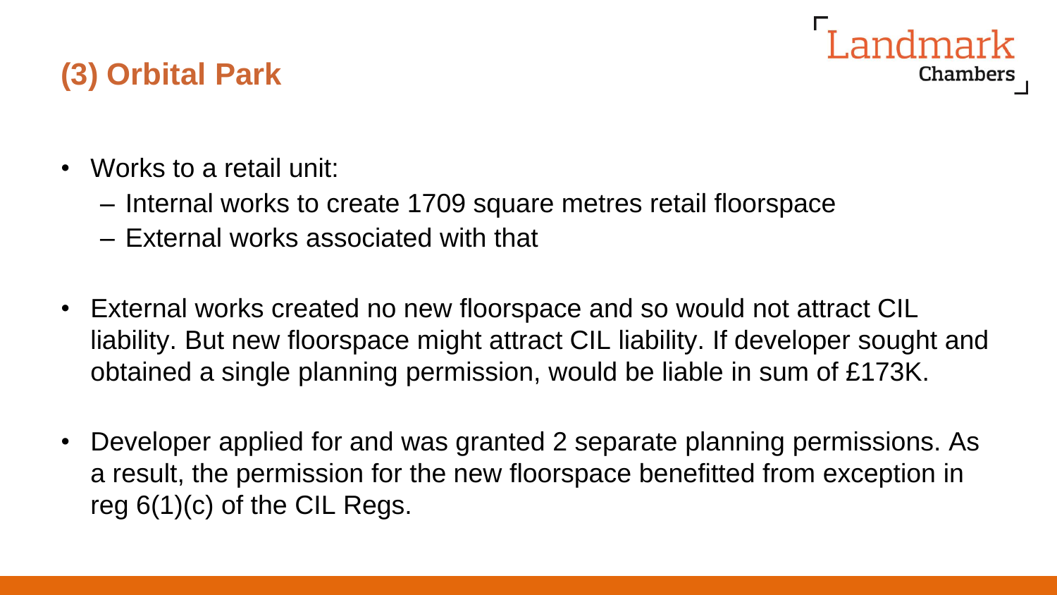## (3) Orbital Park

- Works to a retail unit:
  - Internal works to create 1709 square metres retail floorspace
  - External works associated with that
- External works created no new floorspace and so would not attract CIL liability. But new floorspace might attract CIL liability. If developer sought and obtained a single planning permission, would be liable in sum of £173K.
- Developer applied for and was granted 2 separate planning permissions. As a result, the permission for the new floorspace benefitted from exception in reg 6(1)(c) of the CIL Regs.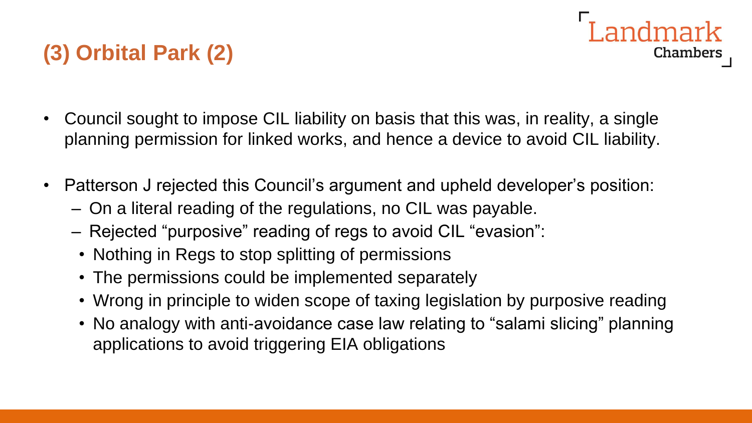## (3) Orbital Park (2)

- Council sought to impose CIL liability on basis that this was, in reality, a single planning permission for linked works, and hence a device to avoid CIL liability.
- Patterson J rejected this Council's argument and upheld developer's position:
  - On a literal reading of the regulations, no CIL was payable.
  - Rejected "purposive" reading of regs to avoid CIL "evasion":
    - Nothing in Regs to stop splitting of permissions
    - The permissions could be implemented separately
    - Wrong in principle to widen scope of taxing legislation by purposive reading
    - No analogy with anti-avoidance case law relating to "salami slicing" planning applications to avoid triggering EIA obligations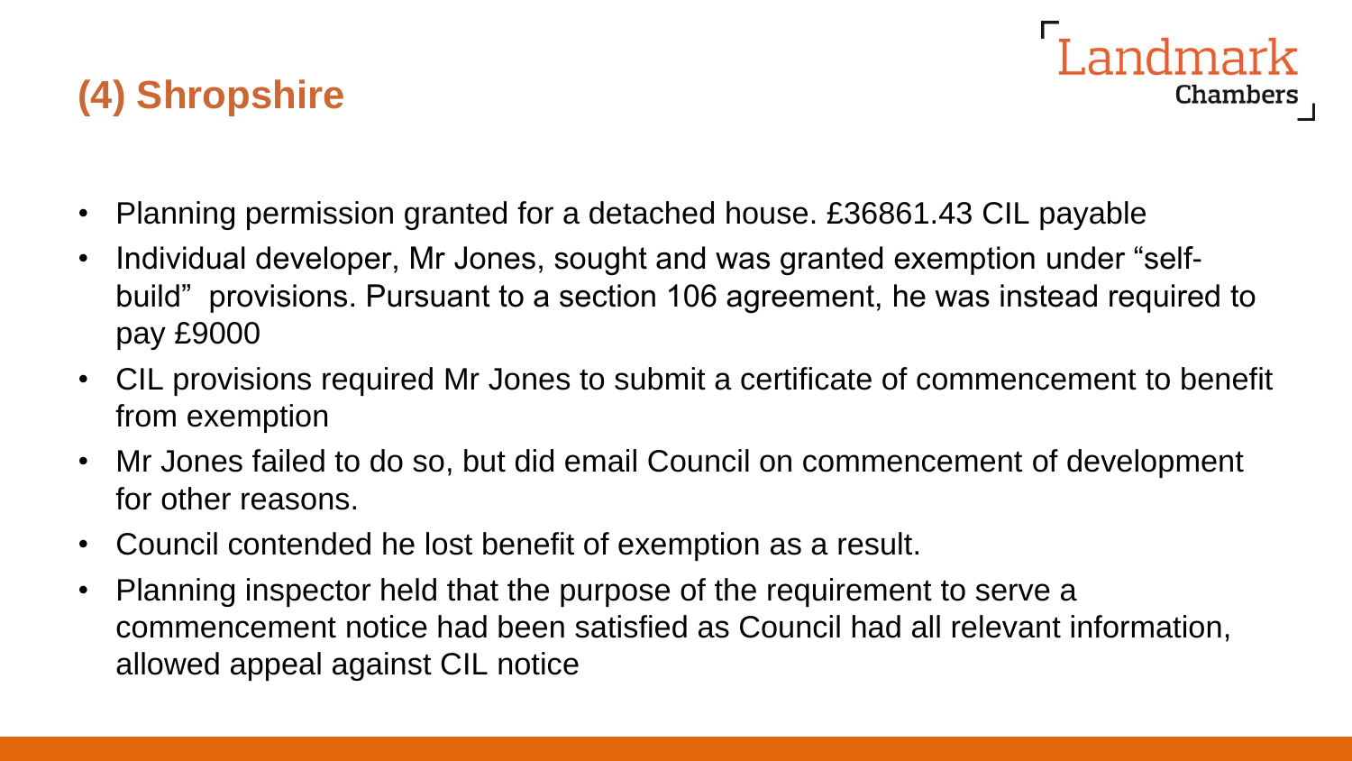## (4) Shropshire

- Planning permission granted for a detached house. £36861.43 CIL payable
- Individual developer, Mr Jones, sought and was granted exemption under "self-build" provisions. Pursuant to a section 106 agreement, he was instead required to pay £9000
- CIL provisions required Mr Jones to submit a certificate of commencement to benefit from exemption
- Mr Jones failed to do so, but did email Council on commencement of development for other reasons.
- Council contended he lost benefit of exemption as a result.
- Planning inspector held that the purpose of the requirement to serve a commencement notice had been satisfied as Council had all relevant information, allowed appeal against CIL notice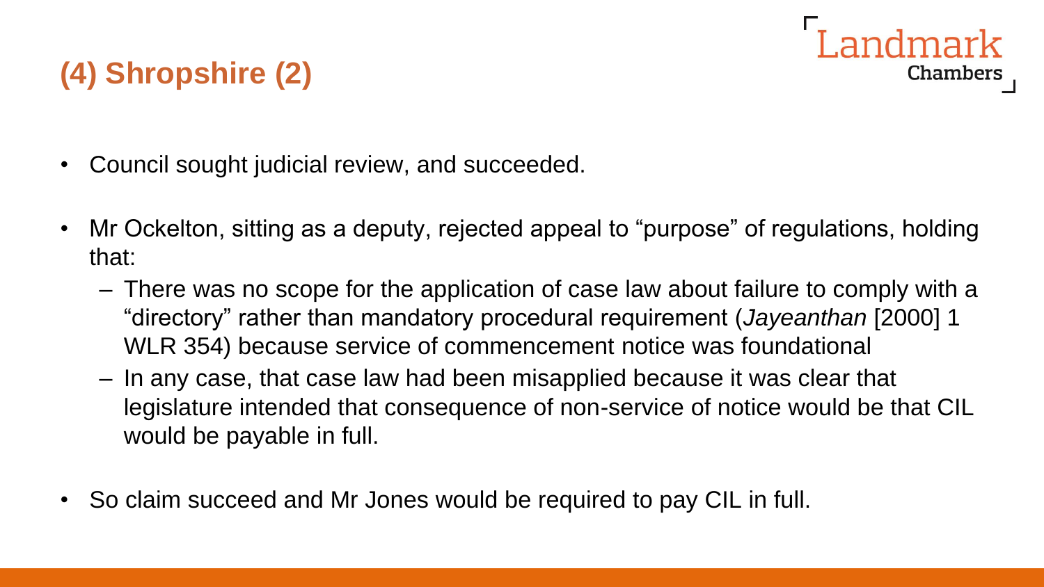# (4) Shropshire (2)

- Council sought judicial review, and succeeded.
- Mr Ockelton, sitting as a deputy, rejected appeal to "purpose" of regulations, holding that:
  - There was no scope for the application of case law about failure to comply with a "directory" rather than mandatory procedural requirement (*Jayeanthan* [2000] 1 WLR 354) because service of commencement notice was foundational
  - In any case, that case law had been misapplied because it was clear that legislature intended that consequence of non-service of notice would be that CIL would be payable in full.
- So claim succeed and Mr Jones would be required to pay CIL in full.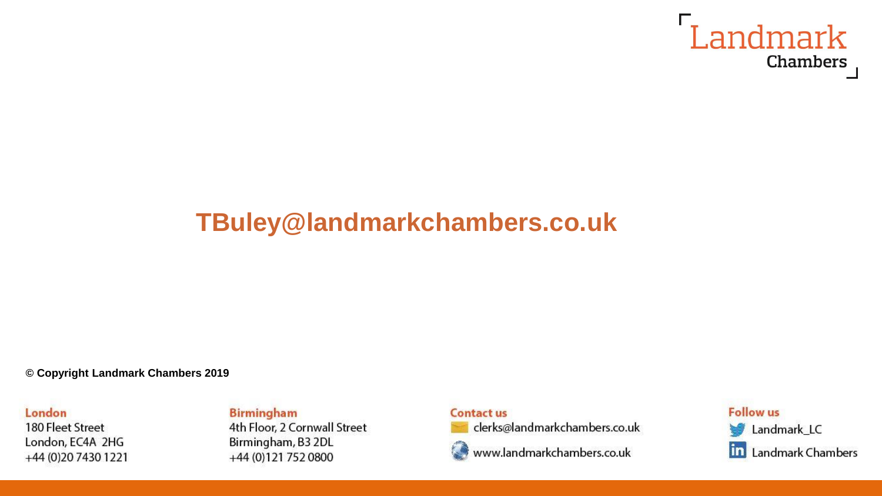Landmark Chambers

**TBuley@landmarkchambers.co.uk**

**© Copyright Landmark Chambers 2019**

**London**
180 Fleet Street
London, EC4A 2HG
+44 (0)20 7430 1221

**Birmingham**
4th Floor, 2 Cornwall Street
Birmingham, B3 2DL
+44 (0)121 752 0800

**Contact us**
clerks@landmarkchambers.co.uk
www.landmarkchambers.co.uk

**Follow us**
Landmark_LC
Landmark Chambers